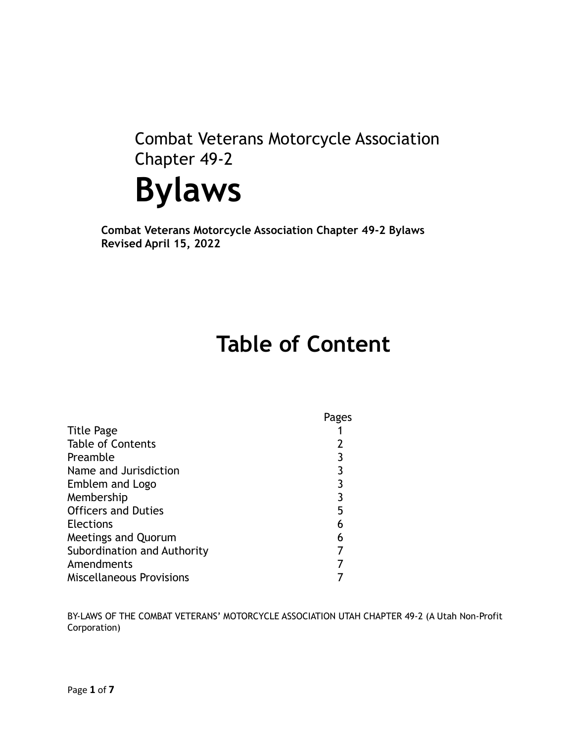Combat Veterans Motorcycle Association
Chapter 49-2

# Bylaws

**Combat Veterans Motorcycle Association Chapter 49-2 Bylaws**
**Revised April 15, 2022**

## Table of Content

| | Pages |
|---|---|
| Title Page | 1 |
| Table of Contents | 2 |
| Preamble | 3 |
| Name and Jurisdiction | 3 |
| Emblem and Logo | 3 |
| Membership | 3 |
| Officers and Duties | 5 |
| Elections | 6 |
| Meetings and Quorum | 6 |
| Subordination and Authority | 7 |
| Amendments | 7 |
| Miscellaneous Provisions | 7 |

BY-LAWS OF THE COMBAT VETERANS' MOTORCYCLE ASSOCIATION UTAH CHAPTER 49-2 (A Utah Non-Profit Corporation)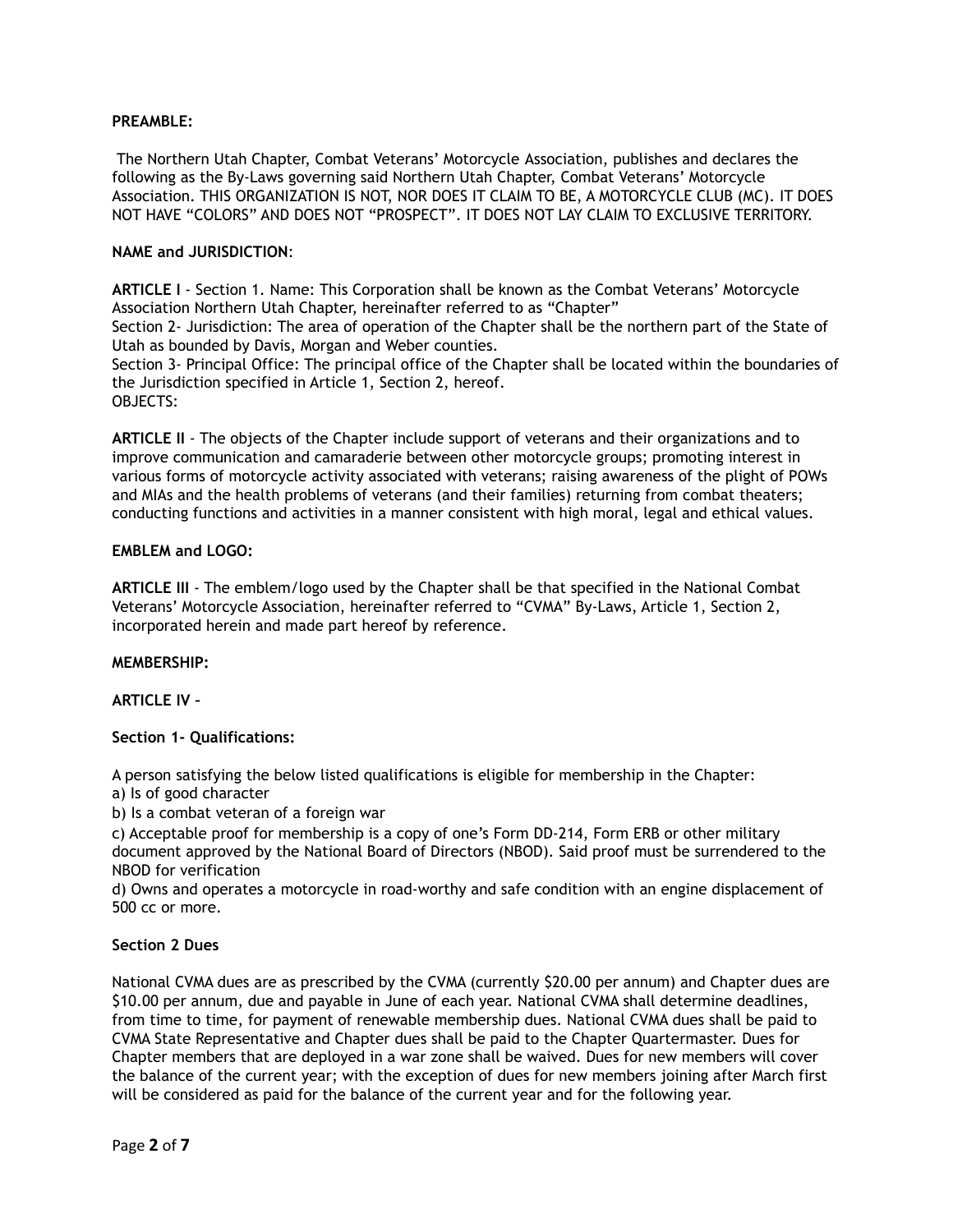**PREAMBLE:**

The Northern Utah Chapter, Combat Veterans' Motorcycle Association, publishes and declares the following as the By-Laws governing said Northern Utah Chapter, Combat Veterans' Motorcycle Association. THIS ORGANIZATION IS NOT, NOR DOES IT CLAIM TO BE, A MOTORCYCLE CLUB (MC). IT DOES NOT HAVE "COLORS" AND DOES NOT "PROSPECT". IT DOES NOT LAY CLAIM TO EXCLUSIVE TERRITORY.

**NAME and JURISDICTION**:

**ARTICLE I** - Section 1. Name: This Corporation shall be known as the Combat Veterans' Motorcycle Association Northern Utah Chapter, hereinafter referred to as "Chapter"
Section 2- Jurisdiction: The area of operation of the Chapter shall be the northern part of the State of Utah as bounded by Davis, Morgan and Weber counties.
Section 3- Principal Office: The principal office of the Chapter shall be located within the boundaries of the Jurisdiction specified in Article 1, Section 2, hereof.
OBJECTS:

**ARTICLE II** - The objects of the Chapter include support of veterans and their organizations and to improve communication and camaraderie between other motorcycle groups; promoting interest in various forms of motorcycle activity associated with veterans; raising awareness of the plight of POWs and MIAs and the health problems of veterans (and their families) returning from combat theaters; conducting functions and activities in a manner consistent with high moral, legal and ethical values.

**EMBLEM and LOGO:**

**ARTICLE III** - The emblem/logo used by the Chapter shall be that specified in the National Combat Veterans' Motorcycle Association, hereinafter referred to "CVMA" By-Laws, Article 1, Section 2, incorporated herein and made part hereof by reference.

**MEMBERSHIP:**

**ARTICLE IV –**

**Section 1- Qualifications:**

A person satisfying the below listed qualifications is eligible for membership in the Chapter:
a) Is of good character
b) Is a combat veteran of a foreign war
c) Acceptable proof for membership is a copy of one's Form DD-214, Form ERB or other military document approved by the National Board of Directors (NBOD). Said proof must be surrendered to the NBOD for verification
d) Owns and operates a motorcycle in road-worthy and safe condition with an engine displacement of 500 cc or more.

**Section 2 Dues**

National CVMA dues are as prescribed by the CVMA (currently $20.00 per annum) and Chapter dues are $10.00 per annum, due and payable in June of each year. National CVMA shall determine deadlines, from time to time, for payment of renewable membership dues. National CVMA dues shall be paid to CVMA State Representative and Chapter dues shall be paid to the Chapter Quartermaster. Dues for Chapter members that are deployed in a war zone shall be waived. Dues for new members will cover the balance of the current year; with the exception of dues for new members joining after March first will be considered as paid for the balance of the current year and for the following year.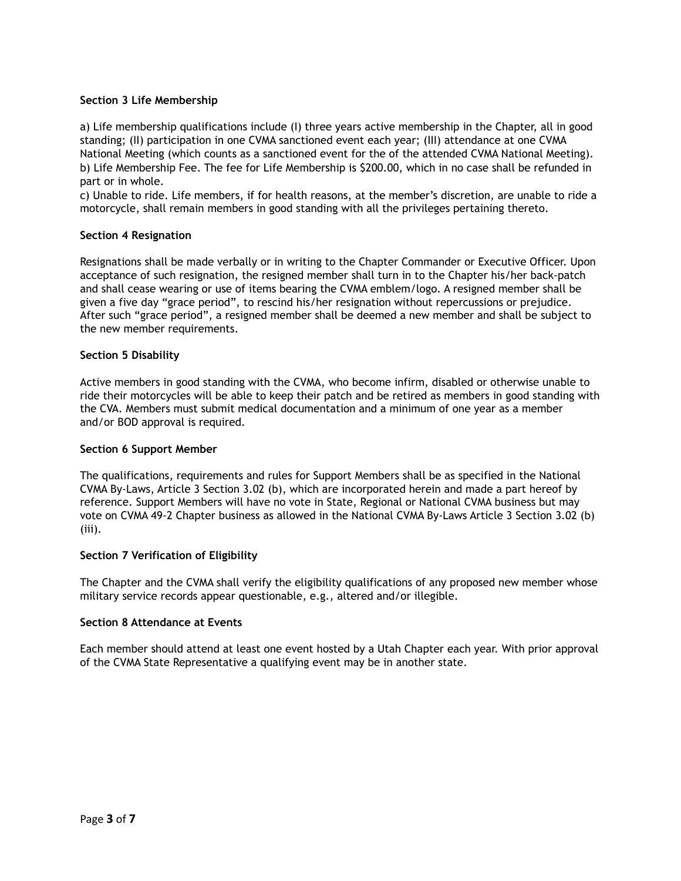**Section 3 Life Membership**

a) Life membership qualifications include (I) three years active membership in the Chapter, all in good standing; (II) participation in one CVMA sanctioned event each year; (III) attendance at one CVMA National Meeting (which counts as a sanctioned event for the of the attended CVMA National Meeting).
b) Life Membership Fee. The fee for Life Membership is $200.00, which in no case shall be refunded in part or in whole.
c) Unable to ride. Life members, if for health reasons, at the member's discretion, are unable to ride a motorcycle, shall remain members in good standing with all the privileges pertaining thereto.

**Section 4 Resignation**

Resignations shall be made verbally or in writing to the Chapter Commander or Executive Officer. Upon acceptance of such resignation, the resigned member shall turn in to the Chapter his/her back-patch and shall cease wearing or use of items bearing the CVMA emblem/logo. A resigned member shall be given a five day "grace period", to rescind his/her resignation without repercussions or prejudice. After such "grace period", a resigned member shall be deemed a new member and shall be subject to the new member requirements.

**Section 5 Disability**

Active members in good standing with the CVMA, who become infirm, disabled or otherwise unable to ride their motorcycles will be able to keep their patch and be retired as members in good standing with the CVA. Members must submit medical documentation and a minimum of one year as a member and/or BOD approval is required.

**Section 6 Support Member**

The qualifications, requirements and rules for Support Members shall be as specified in the National CVMA By-Laws, Article 3 Section 3.02 (b), which are incorporated herein and made a part hereof by reference. Support Members will have no vote in State, Regional or National CVMA business but may vote on CVMA 49-2 Chapter business as allowed in the National CVMA By-Laws Article 3 Section 3.02 (b) (iii).

**Section 7 Verification of Eligibility**

The Chapter and the CVMA shall verify the eligibility qualifications of any proposed new member whose military service records appear questionable, e.g., altered and/or illegible.

**Section 8 Attendance at Events**

Each member should attend at least one event hosted by a Utah Chapter each year. With prior approval of the CVMA State Representative a qualifying event may be in another state.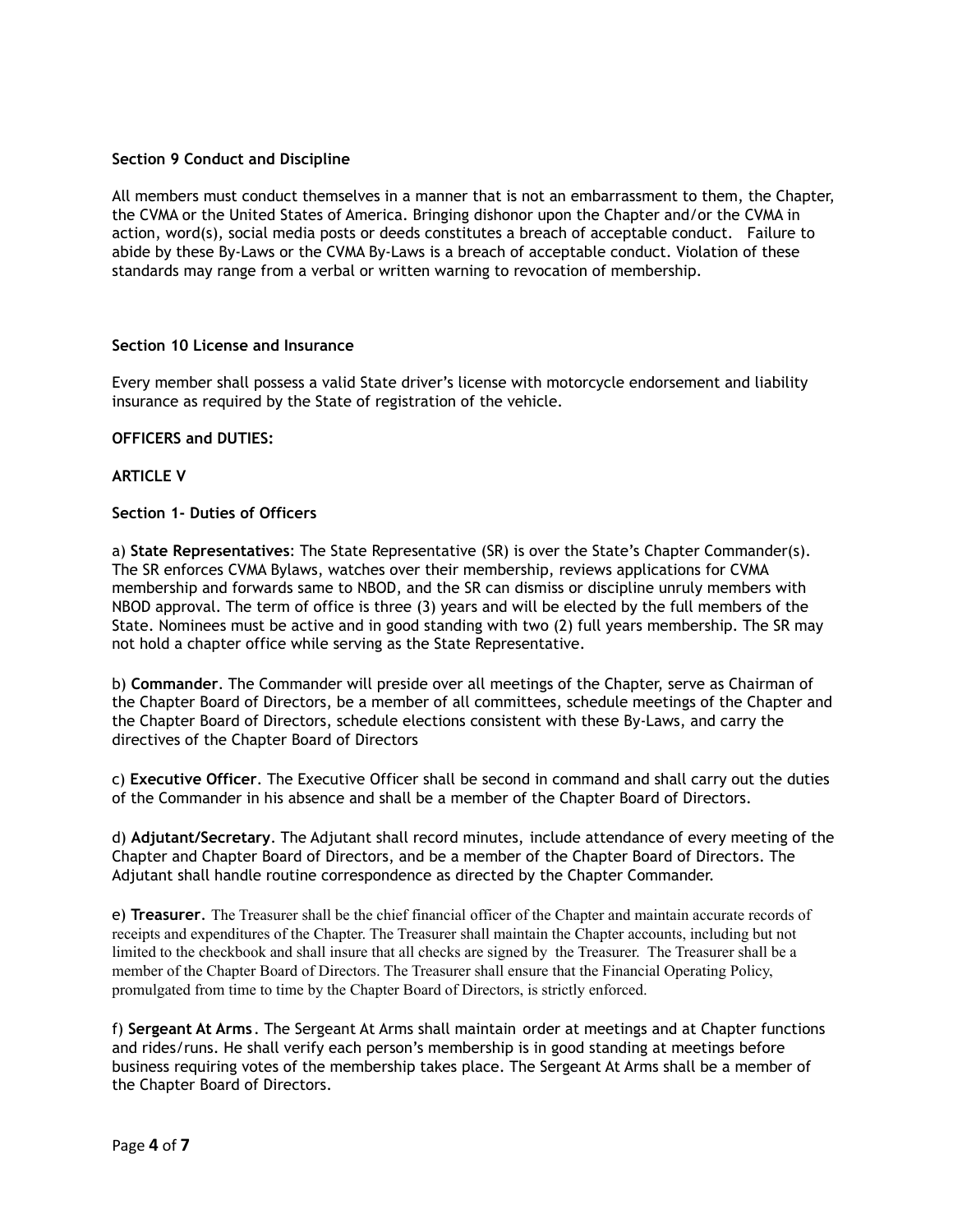**Section 9 Conduct and Discipline**

All members must conduct themselves in a manner that is not an embarrassment to them, the Chapter, the CVMA or the United States of America. Bringing dishonor upon the Chapter and/or the CVMA in action, word(s), social media posts or deeds constitutes a breach of acceptable conduct. Failure to abide by these By-Laws or the CVMA By-Laws is a breach of acceptable conduct. Violation of these standards may range from a verbal or written warning to revocation of membership.

**Section 10 License and Insurance**

Every member shall possess a valid State driver's license with motorcycle endorsement and liability insurance as required by the State of registration of the vehicle.

**OFFICERS and DUTIES:**

**ARTICLE V**

**Section 1- Duties of Officers**

a) **State Representatives**: The State Representative (SR) is over the State's Chapter Commander(s). The SR enforces CVMA Bylaws, watches over their membership, reviews applications for CVMA membership and forwards same to NBOD, and the SR can dismiss or discipline unruly members with NBOD approval. The term of office is three (3) years and will be elected by the full members of the State. Nominees must be active and in good standing with two (2) full years membership. The SR may not hold a chapter office while serving as the State Representative.

b) **Commander**. The Commander will preside over all meetings of the Chapter, serve as Chairman of the Chapter Board of Directors, be a member of all committees, schedule meetings of the Chapter and the Chapter Board of Directors, schedule elections consistent with these By-Laws, and carry the directives of the Chapter Board of Directors

c) **Executive Officer**. The Executive Officer shall be second in command and shall carry out the duties of the Commander in his absence and shall be a member of the Chapter Board of Directors.

d) **Adjutant/Secretary**. The Adjutant shall record minutes, include attendance of every meeting of the Chapter and Chapter Board of Directors, and be a member of the Chapter Board of Directors. The Adjutant shall handle routine correspondence as directed by the Chapter Commander.

e) **Treasurer**. The Treasurer shall be the chief financial officer of the Chapter and maintain accurate records of receipts and expenditures of the Chapter. The Treasurer shall maintain the Chapter accounts, including but not limited to the checkbook and shall insure that all checks are signed by the Treasurer. The Treasurer shall be a member of the Chapter Board of Directors. The Treasurer shall ensure that the Financial Operating Policy, promulgated from time to time by the Chapter Board of Directors, is strictly enforced.

f) **Sergeant At Arms**. The Sergeant At Arms shall maintain order at meetings and at Chapter functions and rides/runs. He shall verify each person's membership is in good standing at meetings before business requiring votes of the membership takes place. The Sergeant At Arms shall be a member of the Chapter Board of Directors.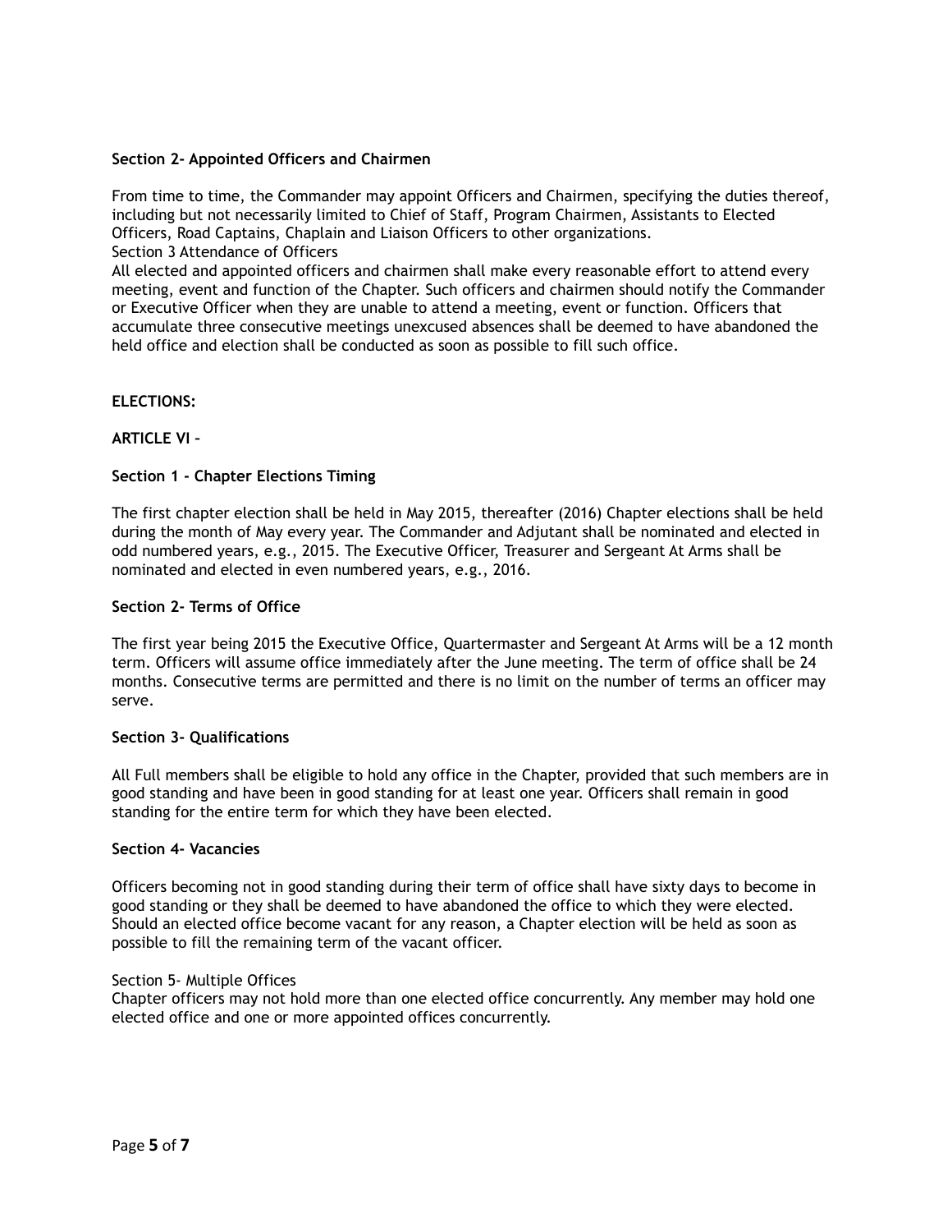**Section 2- Appointed Officers and Chairmen**

From time to time, the Commander may appoint Officers and Chairmen, specifying the duties thereof, including but not necessarily limited to Chief of Staff, Program Chairmen, Assistants to Elected Officers, Road Captains, Chaplain and Liaison Officers to other organizations.
Section 3 Attendance of Officers
All elected and appointed officers and chairmen shall make every reasonable effort to attend every meeting, event and function of the Chapter. Such officers and chairmen should notify the Commander or Executive Officer when they are unable to attend a meeting, event or function. Officers that accumulate three consecutive meetings unexcused absences shall be deemed to have abandoned the held office and election shall be conducted as soon as possible to fill such office.

**ELECTIONS:**

**ARTICLE VI –**

**Section 1 - Chapter Elections Timing**

The first chapter election shall be held in May 2015, thereafter (2016) Chapter elections shall be held during the month of May every year. The Commander and Adjutant shall be nominated and elected in odd numbered years, e.g., 2015. The Executive Officer, Treasurer and Sergeant At Arms shall be nominated and elected in even numbered years, e.g., 2016.

**Section 2- Terms of Office**

The first year being 2015 the Executive Office, Quartermaster and Sergeant At Arms will be a 12 month term. Officers will assume office immediately after the June meeting. The term of office shall be 24 months. Consecutive terms are permitted and there is no limit on the number of terms an officer may serve.

**Section 3- Qualifications**

All Full members shall be eligible to hold any office in the Chapter, provided that such members are in good standing and have been in good standing for at least one year. Officers shall remain in good standing for the entire term for which they have been elected.

**Section 4- Vacancies**

Officers becoming not in good standing during their term of office shall have sixty days to become in good standing or they shall be deemed to have abandoned the office to which they were elected. Should an elected office become vacant for any reason, a Chapter election will be held as soon as possible to fill the remaining term of the vacant officer.

Section 5- Multiple Offices
Chapter officers may not hold more than one elected office concurrently. Any member may hold one elected office and one or more appointed offices concurrently.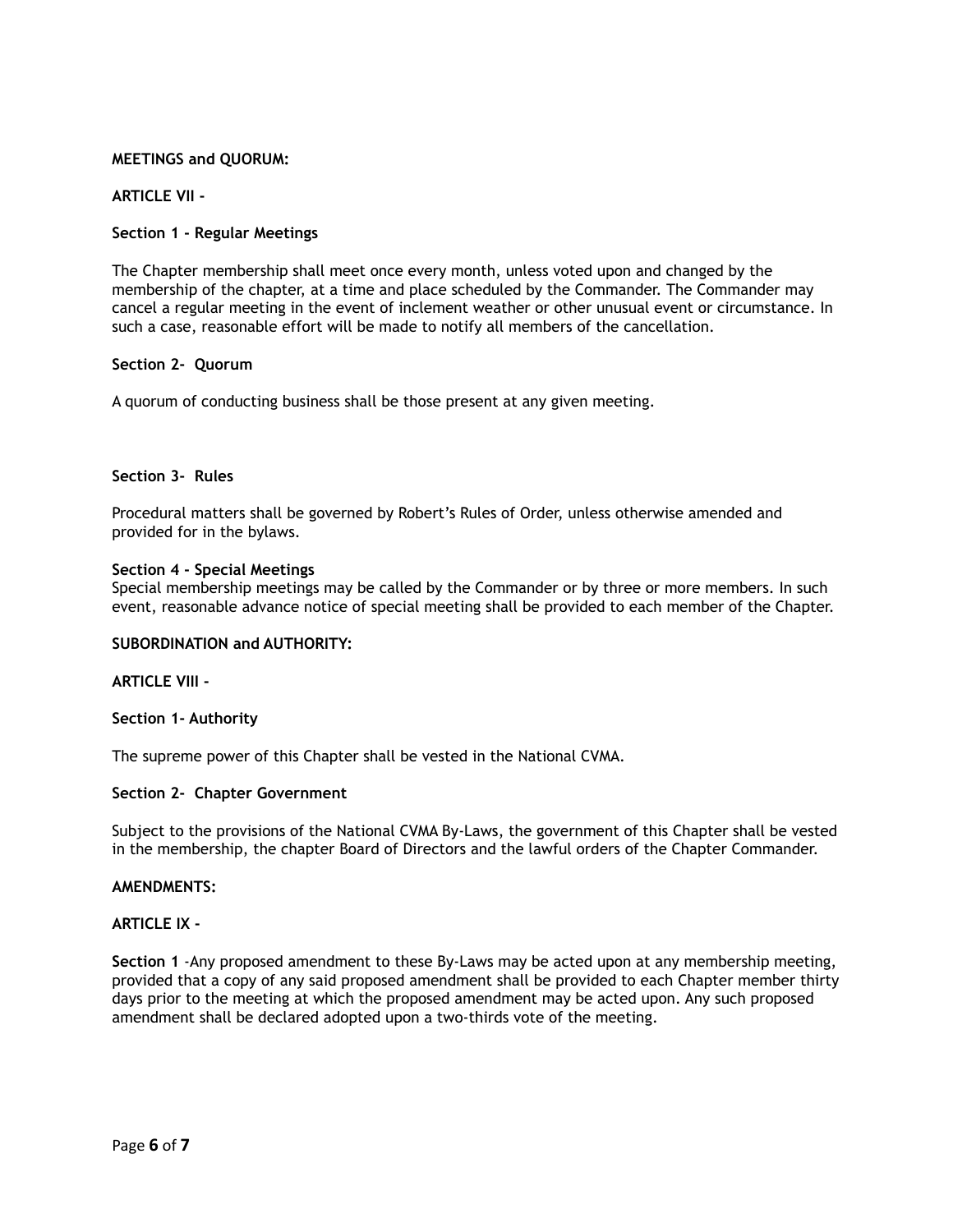**MEETINGS and QUORUM:**

**ARTICLE VII -**

**Section 1 - Regular Meetings**

The Chapter membership shall meet once every month, unless voted upon and changed by the membership of the chapter, at a time and place scheduled by the Commander. The Commander may cancel a regular meeting in the event of inclement weather or other unusual event or circumstance. In such a case, reasonable effort will be made to notify all members of the cancellation.

**Section 2- Quorum**

A quorum of conducting business shall be those present at any given meeting.

**Section 3- Rules**

Procedural matters shall be governed by Robert's Rules of Order, unless otherwise amended and provided for in the bylaws.

**Section 4 - Special Meetings**
Special membership meetings may be called by the Commander or by three or more members. In such event, reasonable advance notice of special meeting shall be provided to each member of the Chapter.

**SUBORDINATION and AUTHORITY:**

**ARTICLE VIII -**

**Section 1- Authority**

The supreme power of this Chapter shall be vested in the National CVMA.

**Section 2- Chapter Government**

Subject to the provisions of the National CVMA By-Laws, the government of this Chapter shall be vested in the membership, the chapter Board of Directors and the lawful orders of the Chapter Commander.

**AMENDMENTS:**

**ARTICLE IX -**

**Section 1** -Any proposed amendment to these By-Laws may be acted upon at any membership meeting, provided that a copy of any said proposed amendment shall be provided to each Chapter member thirty days prior to the meeting at which the proposed amendment may be acted upon. Any such proposed amendment shall be declared adopted upon a two-thirds vote of the meeting.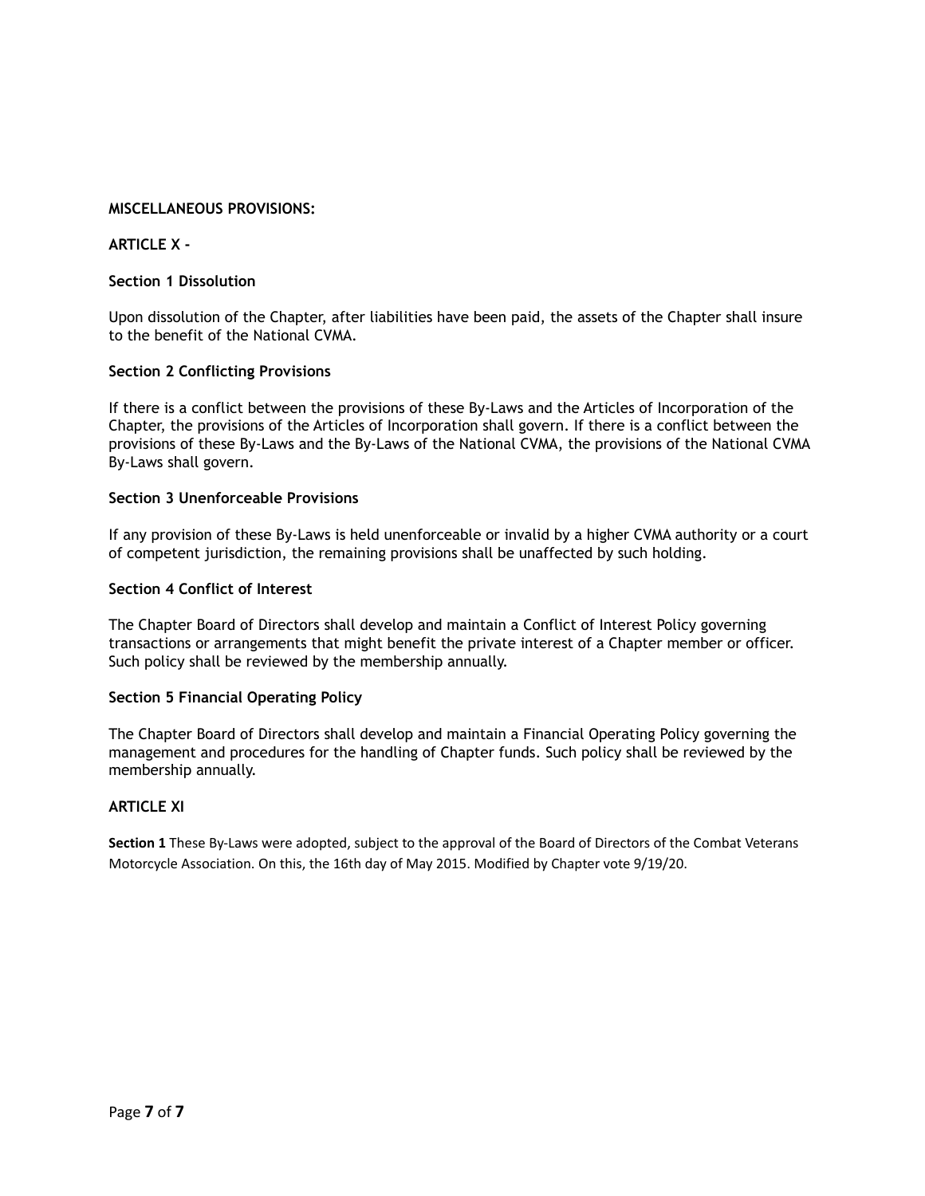**MISCELLANEOUS PROVISIONS:**

**ARTICLE X -**

**Section 1 Dissolution**

Upon dissolution of the Chapter, after liabilities have been paid, the assets of the Chapter shall insure to the benefit of the National CVMA.

**Section 2 Conflicting Provisions**

If there is a conflict between the provisions of these By-Laws and the Articles of Incorporation of the Chapter, the provisions of the Articles of Incorporation shall govern. If there is a conflict between the provisions of these By-Laws and the By-Laws of the National CVMA, the provisions of the National CVMA By-Laws shall govern.

**Section 3 Unenforceable Provisions**

If any provision of these By-Laws is held unenforceable or invalid by a higher CVMA authority or a court of competent jurisdiction, the remaining provisions shall be unaffected by such holding.

**Section 4 Conflict of Interest**

The Chapter Board of Directors shall develop and maintain a Conflict of Interest Policy governing transactions or arrangements that might benefit the private interest of a Chapter member or officer. Such policy shall be reviewed by the membership annually.

**Section 5 Financial Operating Policy**

The Chapter Board of Directors shall develop and maintain a Financial Operating Policy governing the management and procedures for the handling of Chapter funds. Such policy shall be reviewed by the membership annually.

**ARTICLE XI**

**Section 1** These By-Laws were adopted, subject to the approval of the Board of Directors of the Combat Veterans Motorcycle Association. On this, the 16th day of May 2015. Modified by Chapter vote 9/19/20.